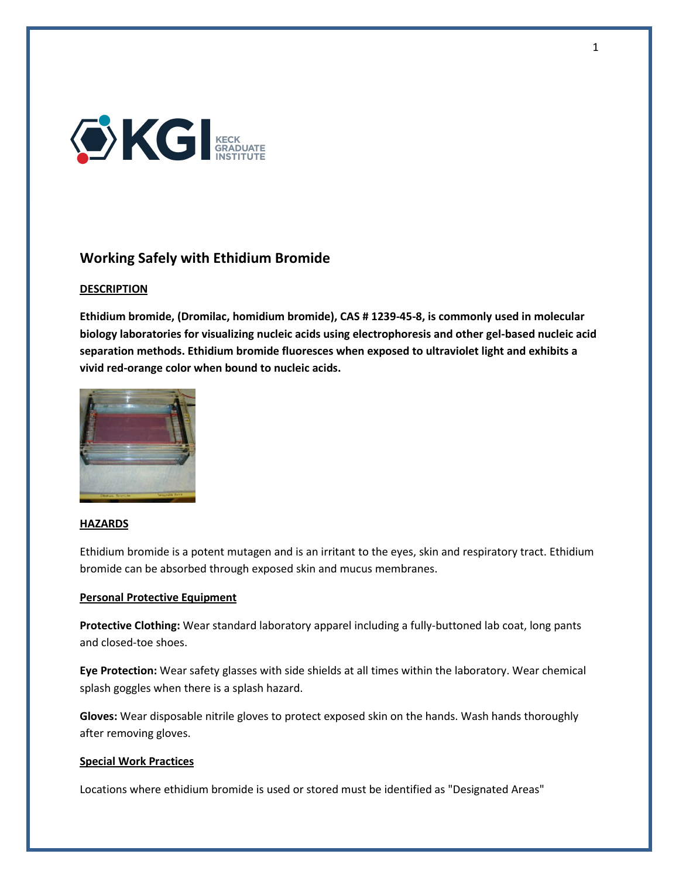## Working Safely with Ethidium Bromide

### DESCRIPTION

**Ethidium bromide, (Dromilac, homidium bromide), CAS # 1239-45-8, is commonly used in molecular biology laboratories for visualizing nucleic acids using electrophoresis and other gel-based nucleic acid separation methods. Ethidium bromide fluoresces when exposed to ultraviolet light and exhibits a vivid red-orange color when bound to nucleic acids.**

### HAZARDS

Ethidium bromide is a potent mutagen and is an irritant to the eyes, skin and respiratory tract. Ethidium bromide can be absorbed through exposed skin and mucus membranes.

#### Personal Protective Equipment

**Protective Clothing:** Wear standard laboratory apparel including a fully-buttoned lab coat, long pants and closed-toe shoes.

**Eye Protection:** Wear safety glasses with side shields at all times within the laboratory. Wear chemical splash goggles when there is a splash hazard.

**Gloves:** Wear disposable nitrile gloves to protect exposed skin on the hands. Wash hands thoroughly after removing gloves.

#### Special Work Practices

Locations where ethidium bromide is used or stored must be identified as "Designated Areas"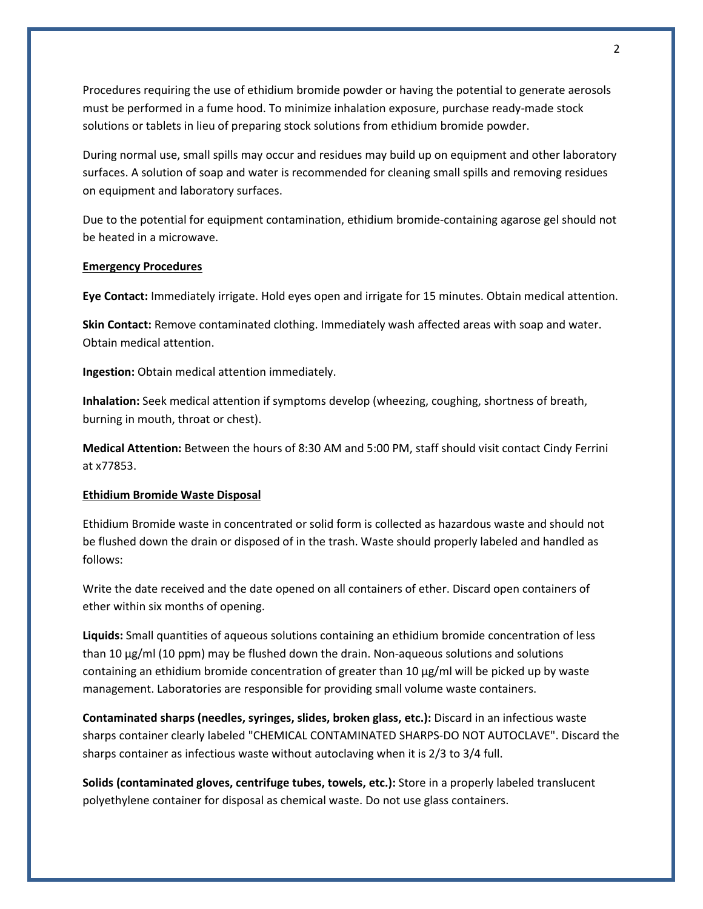Procedures requiring the use of ethidium bromide powder or having the potential to generate aerosols must be performed in a fume hood. To minimize inhalation exposure, purchase ready-made stock solutions or tablets in lieu of preparing stock solutions from ethidium bromide powder.

During normal use, small spills may occur and residues may build up on equipment and other laboratory surfaces. A solution of soap and water is recommended for cleaning small spills and removing residues on equipment and laboratory surfaces.

Due to the potential for equipment contamination, ethidium bromide-containing agarose gel should not be heated in a microwave.

**Emergency Procedures**

**Eye Contact:** Immediately irrigate. Hold eyes open and irrigate for 15 minutes. Obtain medical attention.

**Skin Contact:** Remove contaminated clothing. Immediately wash affected areas with soap and water. Obtain medical attention.

**Ingestion:** Obtain medical attention immediately.

**Inhalation:** Seek medical attention if symptoms develop (wheezing, coughing, shortness of breath, burning in mouth, throat or chest).

**Medical Attention:** Between the hours of 8:30 AM and 5:00 PM, staff should visit contact Cindy Ferrini at x77853.

**Ethidium Bromide Waste Disposal**

Ethidium Bromide waste in concentrated or solid form is collected as hazardous waste and should not be flushed down the drain or disposed of in the trash. Waste should properly labeled and handled as follows:

Write the date received and the date opened on all containers of ether. Discard open containers of ether within six months of opening.

**Liquids:** Small quantities of aqueous solutions containing an ethidium bromide concentration of less than 10 µg/ml (10 ppm) may be flushed down the drain. Non-aqueous solutions and solutions containing an ethidium bromide concentration of greater than 10 µg/ml will be picked up by waste management. Laboratories are responsible for providing small volume waste containers.

**Contaminated sharps (needles, syringes, slides, broken glass, etc.):** Discard in an infectious waste sharps container clearly labeled "CHEMICAL CONTAMINATED SHARPS-DO NOT AUTOCLAVE". Discard the sharps container as infectious waste without autoclaving when it is 2/3 to 3/4 full.

**Solids (contaminated gloves, centrifuge tubes, towels, etc.):** Store in a properly labeled translucent polyethylene container for disposal as chemical waste. Do not use glass containers.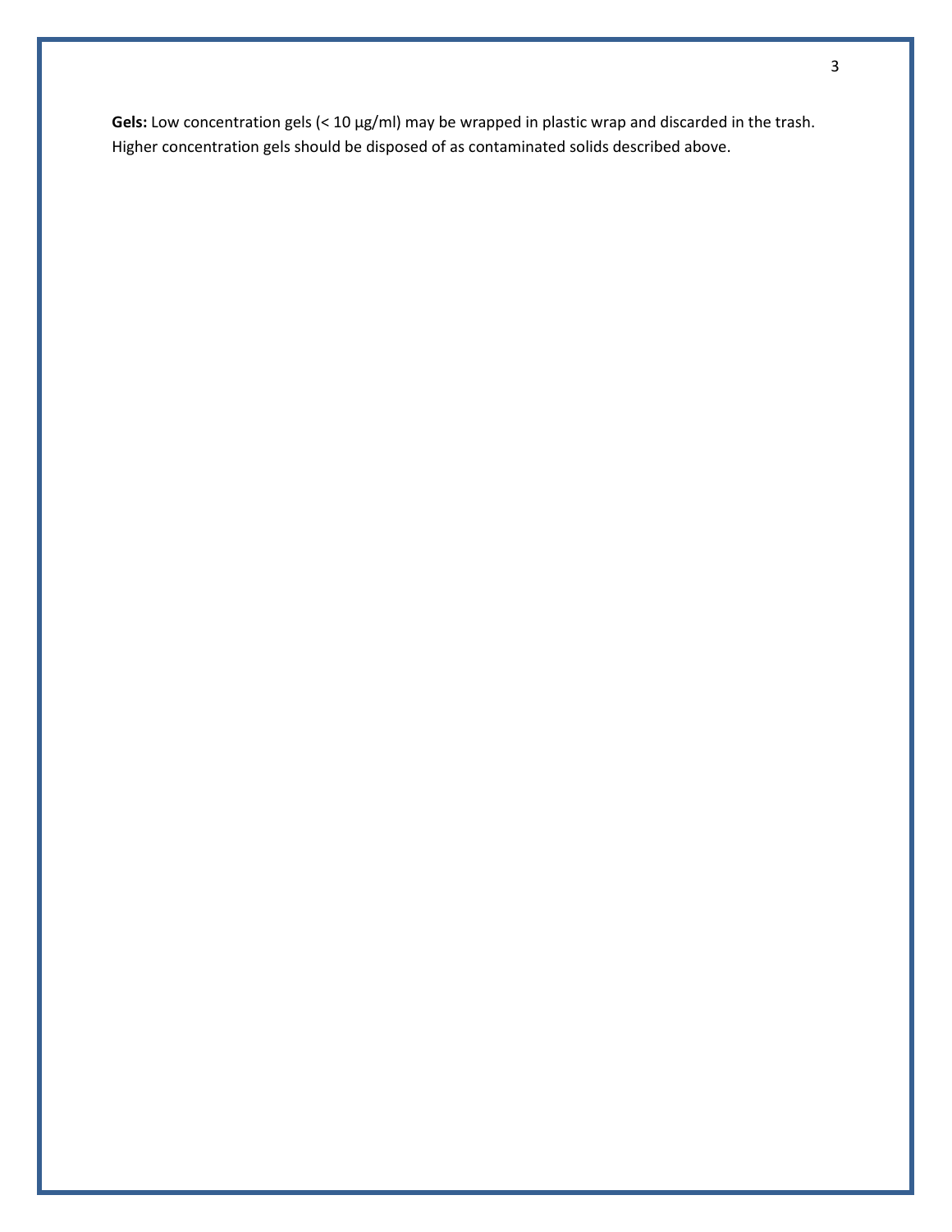**Gels:** Low concentration gels (< 10 µg/ml) may be wrapped in plastic wrap and discarded in the trash. Higher concentration gels should be disposed of as contaminated solids described above.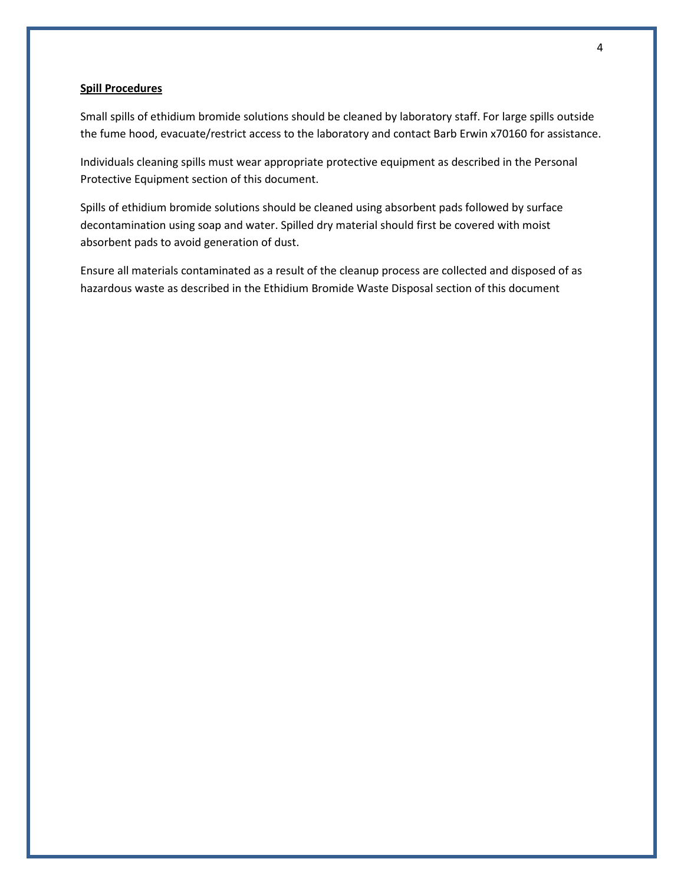**Spill Procedures**

Small spills of ethidium bromide solutions should be cleaned by laboratory staff. For large spills outside the fume hood, evacuate/restrict access to the laboratory and contact Barb Erwin x70160 for assistance.

Individuals cleaning spills must wear appropriate protective equipment as described in the Personal Protective Equipment section of this document.

Spills of ethidium bromide solutions should be cleaned using absorbent pads followed by surface decontamination using soap and water. Spilled dry material should first be covered with moist absorbent pads to avoid generation of dust.

Ensure all materials contaminated as a result of the cleanup process are collected and disposed of as hazardous waste as described in the Ethidium Bromide Waste Disposal section of this document